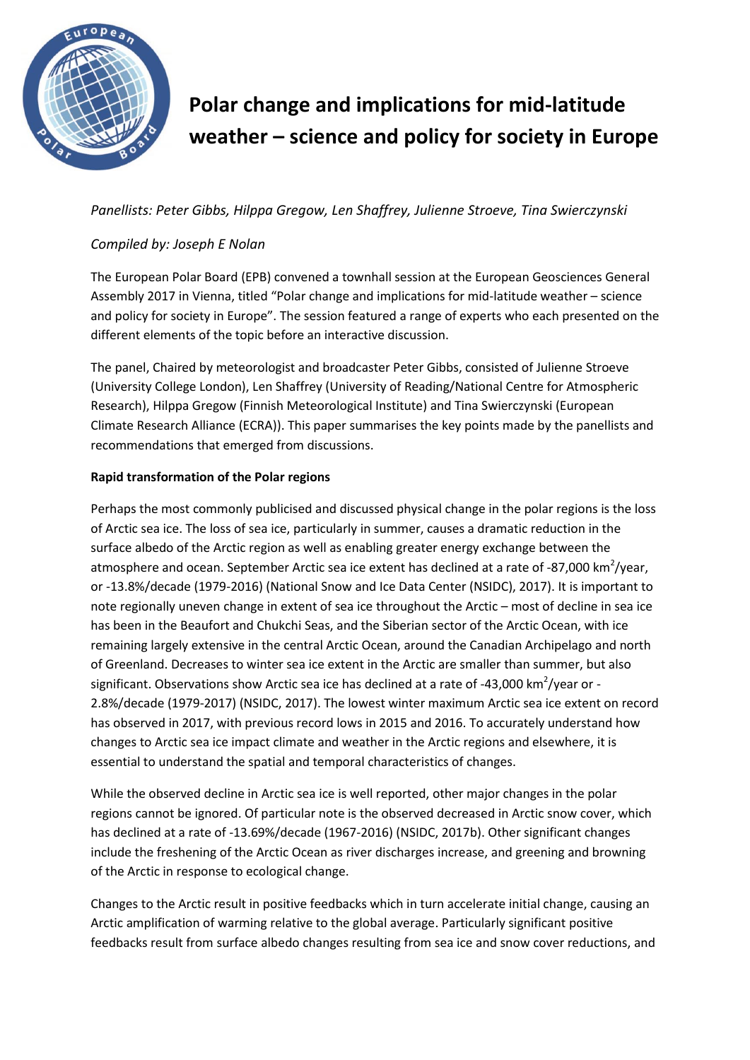# Polar change and implications for mid-latitude weather – science and policy for society in Europe

*Panellists: Peter Gibbs, Hilppa Gregow, Len Shaffrey, Julienne Stroeve, Tina Swierczynski*

*Compiled by: Joseph E Nolan*

The European Polar Board (EPB) convened a townhall session at the European Geosciences General Assembly 2017 in Vienna, titled "Polar change and implications for mid-latitude weather – science and policy for society in Europe". The session featured a range of experts who each presented on the different elements of the topic before an interactive discussion.

The panel, Chaired by meteorologist and broadcaster Peter Gibbs, consisted of Julienne Stroeve (University College London), Len Shaffrey (University of Reading/National Centre for Atmospheric Research), Hilppa Gregow (Finnish Meteorological Institute) and Tina Swierczynski (European Climate Research Alliance (ECRA)). This paper summarises the key points made by the panellists and recommendations that emerged from discussions.

**Rapid transformation of the Polar regions**

Perhaps the most commonly publicised and discussed physical change in the polar regions is the loss of Arctic sea ice. The loss of sea ice, particularly in summer, causes a dramatic reduction in the surface albedo of the Arctic region as well as enabling greater energy exchange between the atmosphere and ocean. September Arctic sea ice extent has declined at a rate of -87,000 $km^2$/year, or -13.8%/decade (1979-2016) (National Snow and Ice Data Center (NSIDC), 2017). It is important to note regionally uneven change in extent of sea ice throughout the Arctic – most of decline in sea ice has been in the Beaufort and Chukchi Seas, and the Siberian sector of the Arctic Ocean, with ice remaining largely extensive in the central Arctic Ocean, around the Canadian Archipelago and north of Greenland. Decreases to winter sea ice extent in the Arctic are smaller than summer, but also significant. Observations show Arctic sea ice has declined at a rate of -43,000 $km^2$/year or -2.8%/decade (1979-2017) (NSIDC, 2017). The lowest winter maximum Arctic sea ice extent on record has observed in 2017, with previous record lows in 2015 and 2016. To accurately understand how changes to Arctic sea ice impact climate and weather in the Arctic regions and elsewhere, it is essential to understand the spatial and temporal characteristics of changes.

While the observed decline in Arctic sea ice is well reported, other major changes in the polar regions cannot be ignored. Of particular note is the observed decreased in Arctic snow cover, which has declined at a rate of -13.69%/decade (1967-2016) (NSIDC, 2017b). Other significant changes include the freshening of the Arctic Ocean as river discharges increase, and greening and browning of the Arctic in response to ecological change.

Changes to the Arctic result in positive feedbacks which in turn accelerate initial change, causing an Arctic amplification of warming relative to the global average. Particularly significant positive feedbacks result from surface albedo changes resulting from sea ice and snow cover reductions, and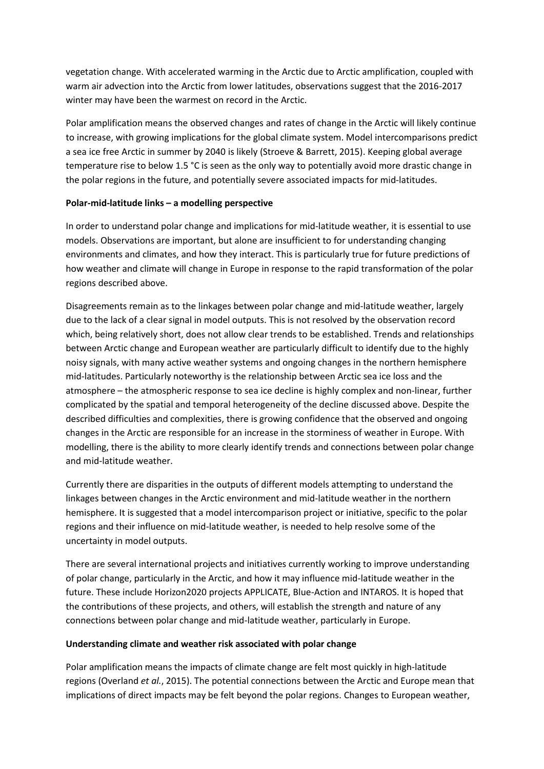vegetation change. With accelerated warming in the Arctic due to Arctic amplification, coupled with warm air advection into the Arctic from lower latitudes, observations suggest that the 2016-2017 winter may have been the warmest on record in the Arctic.

Polar amplification means the observed changes and rates of change in the Arctic will likely continue to increase, with growing implications for the global climate system. Model intercomparisons predict a sea ice free Arctic in summer by 2040 is likely (Stroeve & Barrett, 2015). Keeping global average temperature rise to below 1.5 °C is seen as the only way to potentially avoid more drastic change in the polar regions in the future, and potentially severe associated impacts for mid-latitudes.

**Polar-mid-latitude links – a modelling perspective**

In order to understand polar change and implications for mid-latitude weather, it is essential to use models. Observations are important, but alone are insufficient to for understanding changing environments and climates, and how they interact. This is particularly true for future predictions of how weather and climate will change in Europe in response to the rapid transformation of the polar regions described above.

Disagreements remain as to the linkages between polar change and mid-latitude weather, largely due to the lack of a clear signal in model outputs. This is not resolved by the observation record which, being relatively short, does not allow clear trends to be established. Trends and relationships between Arctic change and European weather are particularly difficult to identify due to the highly noisy signals, with many active weather systems and ongoing changes in the northern hemisphere mid-latitudes. Particularly noteworthy is the relationship between Arctic sea ice loss and the atmosphere – the atmospheric response to sea ice decline is highly complex and non-linear, further complicated by the spatial and temporal heterogeneity of the decline discussed above. Despite the described difficulties and complexities, there is growing confidence that the observed and ongoing changes in the Arctic are responsible for an increase in the storminess of weather in Europe. With modelling, there is the ability to more clearly identify trends and connections between polar change and mid-latitude weather.

Currently there are disparities in the outputs of different models attempting to understand the linkages between changes in the Arctic environment and mid-latitude weather in the northern hemisphere. It is suggested that a model intercomparison project or initiative, specific to the polar regions and their influence on mid-latitude weather, is needed to help resolve some of the uncertainty in model outputs.

There are several international projects and initiatives currently working to improve understanding of polar change, particularly in the Arctic, and how it may influence mid-latitude weather in the future. These include Horizon2020 projects APPLICATE, Blue-Action and INTAROS. It is hoped that the contributions of these projects, and others, will establish the strength and nature of any connections between polar change and mid-latitude weather, particularly in Europe.

**Understanding climate and weather risk associated with polar change**

Polar amplification means the impacts of climate change are felt most quickly in high-latitude regions (Overland *et al.*, 2015). The potential connections between the Arctic and Europe mean that implications of direct impacts may be felt beyond the polar regions. Changes to European weather,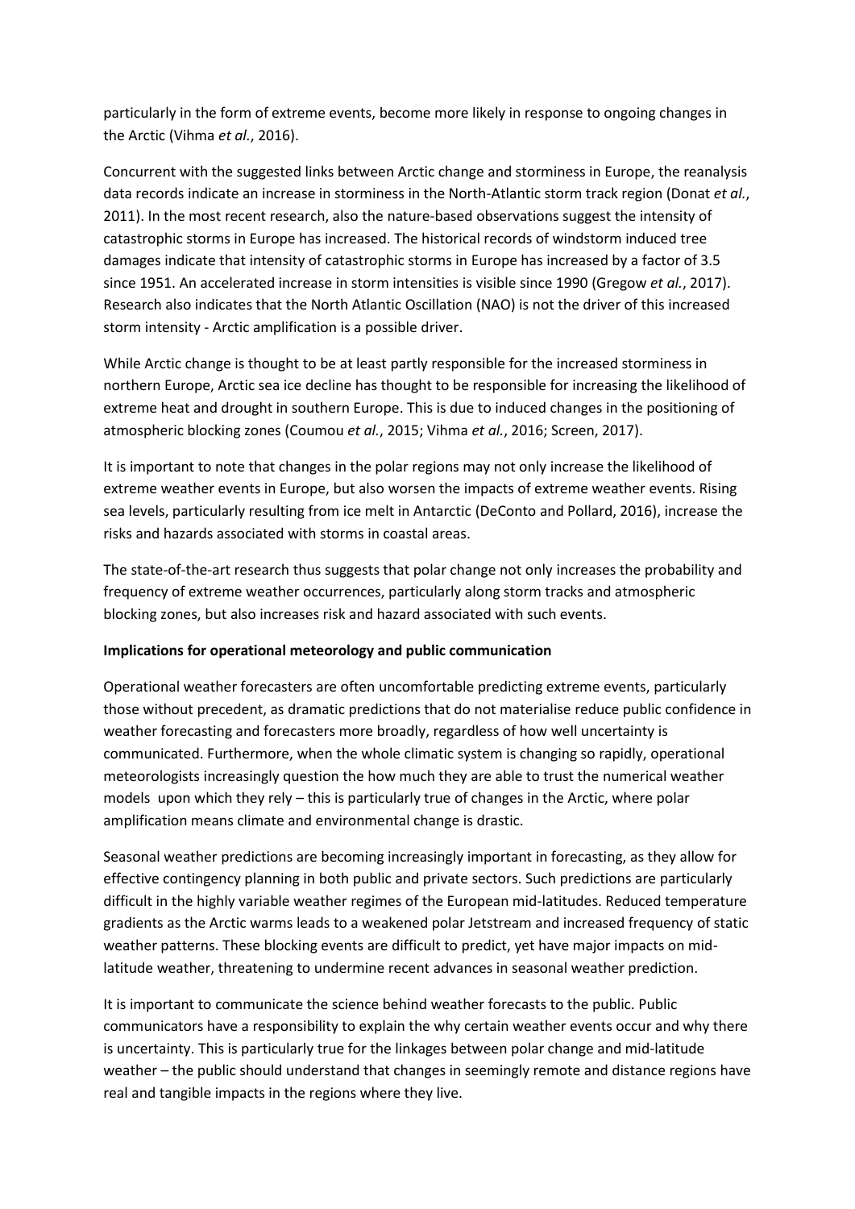particularly in the form of extreme events, become more likely in response to ongoing changes in the Arctic (Vihma *et al.*, 2016).

Concurrent with the suggested links between Arctic change and storminess in Europe, the reanalysis data records indicate an increase in storminess in the North-Atlantic storm track region (Donat *et al.*, 2011). In the most recent research, also the nature-based observations suggest the intensity of catastrophic storms in Europe has increased. The historical records of windstorm induced tree damages indicate that intensity of catastrophic storms in Europe has increased by a factor of 3.5 since 1951. An accelerated increase in storm intensities is visible since 1990 (Gregow *et al.*, 2017). Research also indicates that the North Atlantic Oscillation (NAO) is not the driver of this increased storm intensity - Arctic amplification is a possible driver.

While Arctic change is thought to be at least partly responsible for the increased storminess in northern Europe, Arctic sea ice decline has thought to be responsible for increasing the likelihood of extreme heat and drought in southern Europe. This is due to induced changes in the positioning of atmospheric blocking zones (Coumou *et al.*, 2015; Vihma *et al.*, 2016; Screen, 2017).

It is important to note that changes in the polar regions may not only increase the likelihood of extreme weather events in Europe, but also worsen the impacts of extreme weather events. Rising sea levels, particularly resulting from ice melt in Antarctic (DeConto and Pollard, 2016), increase the risks and hazards associated with storms in coastal areas.

The state-of-the-art research thus suggests that polar change not only increases the probability and frequency of extreme weather occurrences, particularly along storm tracks and atmospheric blocking zones, but also increases risk and hazard associated with such events.

**Implications for operational meteorology and public communication**

Operational weather forecasters are often uncomfortable predicting extreme events, particularly those without precedent, as dramatic predictions that do not materialise reduce public confidence in weather forecasting and forecasters more broadly, regardless of how well uncertainty is communicated. Furthermore, when the whole climatic system is changing so rapidly, operational meteorologists increasingly question the how much they are able to trust the numerical weather models upon which they rely – this is particularly true of changes in the Arctic, where polar amplification means climate and environmental change is drastic.

Seasonal weather predictions are becoming increasingly important in forecasting, as they allow for effective contingency planning in both public and private sectors. Such predictions are particularly difficult in the highly variable weather regimes of the European mid-latitudes. Reduced temperature gradients as the Arctic warms leads to a weakened polar Jetstream and increased frequency of static weather patterns. These blocking events are difficult to predict, yet have major impacts on mid-latitude weather, threatening to undermine recent advances in seasonal weather prediction.

It is important to communicate the science behind weather forecasts to the public. Public communicators have a responsibility to explain the why certain weather events occur and why there is uncertainty. This is particularly true for the linkages between polar change and mid-latitude weather – the public should understand that changes in seemingly remote and distance regions have real and tangible impacts in the regions where they live.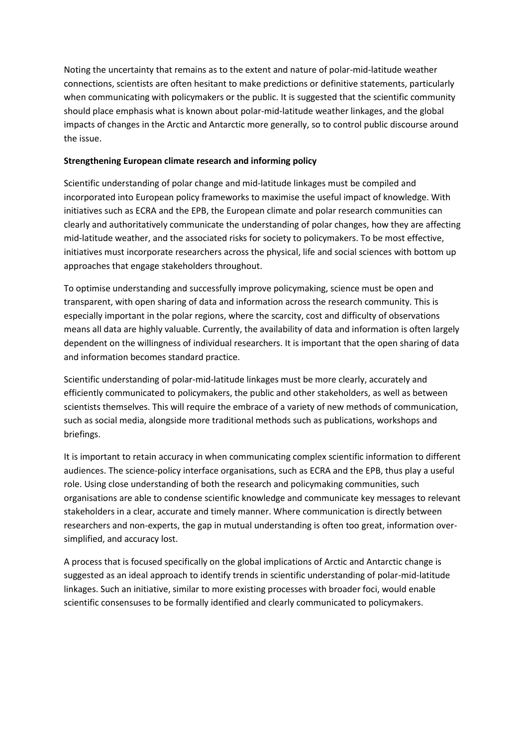Noting the uncertainty that remains as to the extent and nature of polar-mid-latitude weather connections, scientists are often hesitant to make predictions or definitive statements, particularly when communicating with policymakers or the public. It is suggested that the scientific community should place emphasis what is known about polar-mid-latitude weather linkages, and the global impacts of changes in the Arctic and Antarctic more generally, so to control public discourse around the issue.

**Strengthening European climate research and informing policy**

Scientific understanding of polar change and mid-latitude linkages must be compiled and incorporated into European policy frameworks to maximise the useful impact of knowledge. With initiatives such as ECRA and the EPB, the European climate and polar research communities can clearly and authoritatively communicate the understanding of polar changes, how they are affecting mid-latitude weather, and the associated risks for society to policymakers. To be most effective, initiatives must incorporate researchers across the physical, life and social sciences with bottom up approaches that engage stakeholders throughout.

To optimise understanding and successfully improve policymaking, science must be open and transparent, with open sharing of data and information across the research community. This is especially important in the polar regions, where the scarcity, cost and difficulty of observations means all data are highly valuable. Currently, the availability of data and information is often largely dependent on the willingness of individual researchers. It is important that the open sharing of data and information becomes standard practice.

Scientific understanding of polar-mid-latitude linkages must be more clearly, accurately and efficiently communicated to policymakers, the public and other stakeholders, as well as between scientists themselves. This will require the embrace of a variety of new methods of communication, such as social media, alongside more traditional methods such as publications, workshops and briefings.

It is important to retain accuracy in when communicating complex scientific information to different audiences. The science-policy interface organisations, such as ECRA and the EPB, thus play a useful role. Using close understanding of both the research and policymaking communities, such organisations are able to condense scientific knowledge and communicate key messages to relevant stakeholders in a clear, accurate and timely manner. Where communication is directly between researchers and non-experts, the gap in mutual understanding is often too great, information over-simplified, and accuracy lost.

A process that is focused specifically on the global implications of Arctic and Antarctic change is suggested as an ideal approach to identify trends in scientific understanding of polar-mid-latitude linkages. Such an initiative, similar to more existing processes with broader foci, would enable scientific consensuses to be formally identified and clearly communicated to policymakers.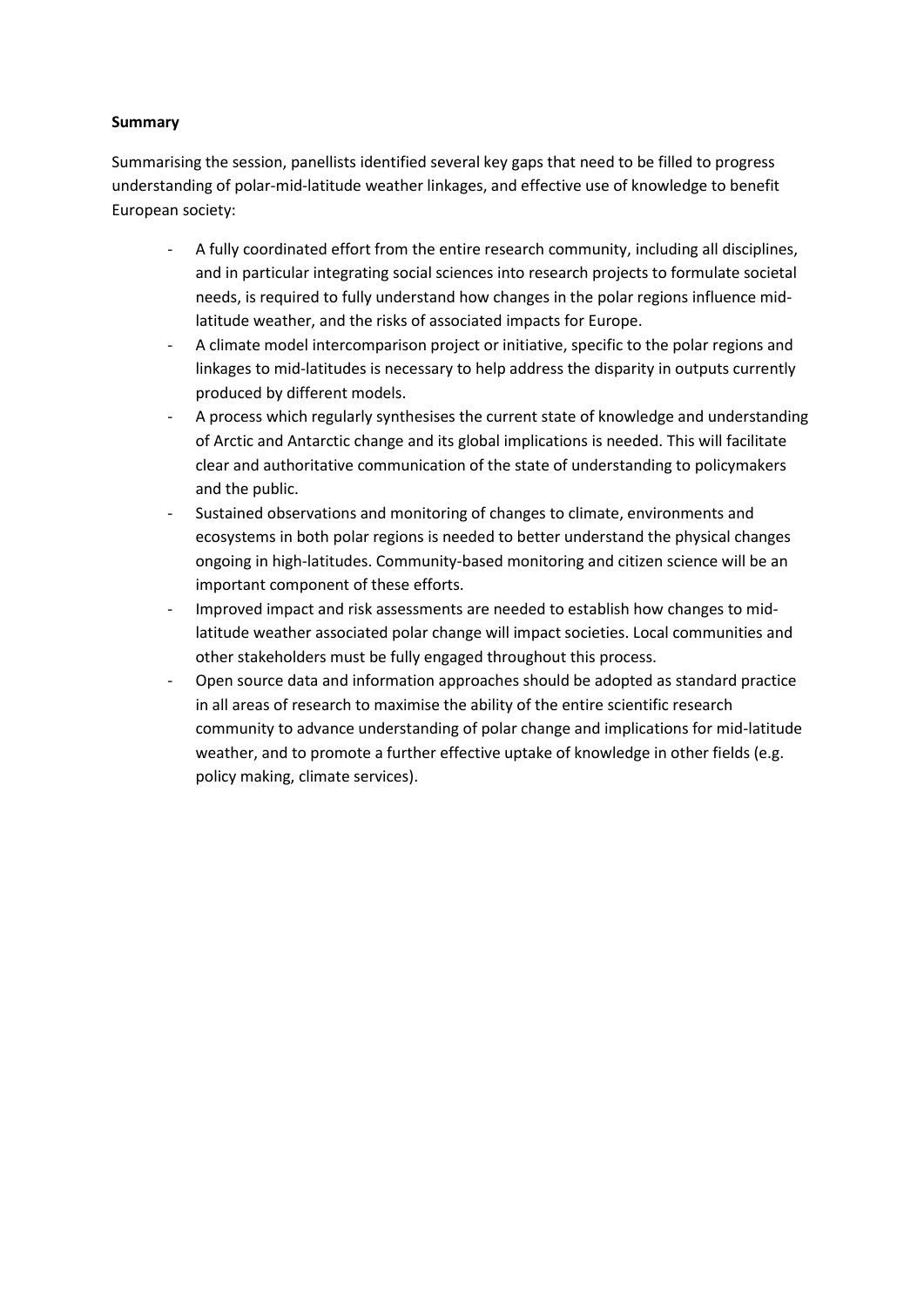**Summary**

Summarising the session, panellists identified several key gaps that need to be filled to progress understanding of polar-mid-latitude weather linkages, and effective use of knowledge to benefit European society:

- A fully coordinated effort from the entire research community, including all disciplines, and in particular integrating social sciences into research projects to formulate societal needs, is required to fully understand how changes in the polar regions influence mid-latitude weather, and the risks of associated impacts for Europe.
- A climate model intercomparison project or initiative, specific to the polar regions and linkages to mid-latitudes is necessary to help address the disparity in outputs currently produced by different models.
- A process which regularly synthesises the current state of knowledge and understanding of Arctic and Antarctic change and its global implications is needed. This will facilitate clear and authoritative communication of the state of understanding to policymakers and the public.
- Sustained observations and monitoring of changes to climate, environments and ecosystems in both polar regions is needed to better understand the physical changes ongoing in high-latitudes. Community-based monitoring and citizen science will be an important component of these efforts.
- Improved impact and risk assessments are needed to establish how changes to mid-latitude weather associated polar change will impact societies. Local communities and other stakeholders must be fully engaged throughout this process.
- Open source data and information approaches should be adopted as standard practice in all areas of research to maximise the ability of the entire scientific research community to advance understanding of polar change and implications for mid-latitude weather, and to promote a further effective uptake of knowledge in other fields (e.g. policy making, climate services).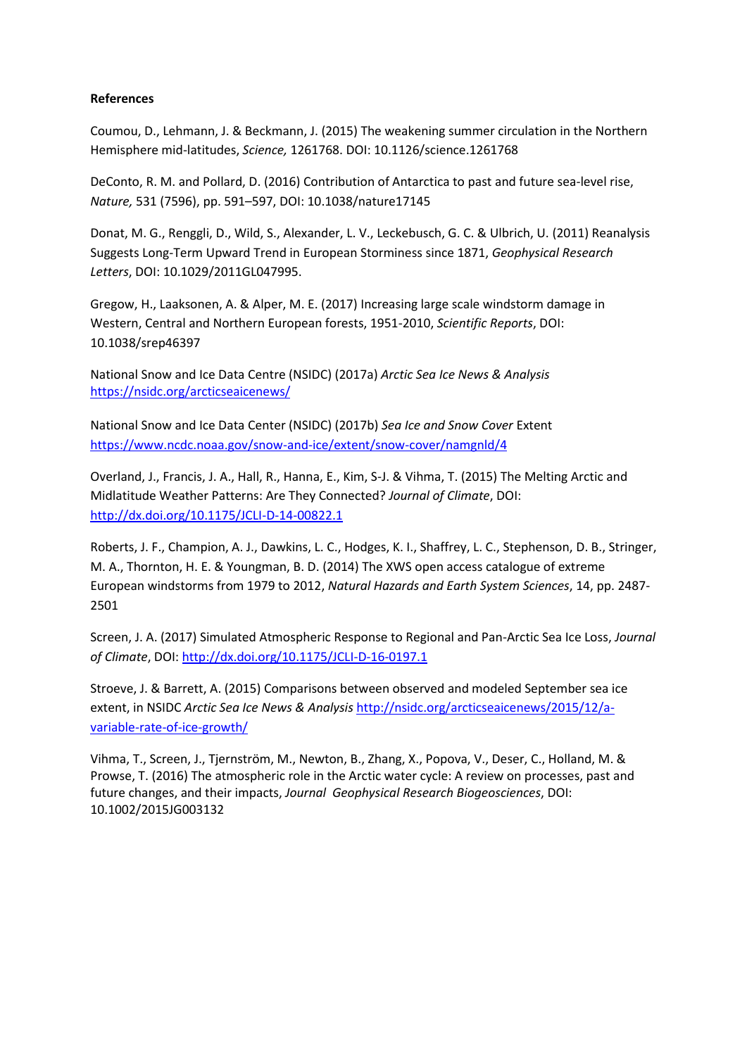**References**

Coumou, D., Lehmann, J. & Beckmann, J. (2015) The weakening summer circulation in the Northern Hemisphere mid-latitudes, *Science,* 1261768. DOI: 10.1126/science.1261768

DeConto, R. M. and Pollard, D. (2016) Contribution of Antarctica to past and future sea-level rise, *Nature,* 531 (7596), pp. 591–597, DOI: 10.1038/nature17145

Donat, M. G., Renggli, D., Wild, S., Alexander, L. V., Leckebusch, G. C. & Ulbrich, U. (2011) Reanalysis Suggests Long-Term Upward Trend in European Storminess since 1871, *Geophysical Research Letters*, DOI: 10.1029/2011GL047995.

Gregow, H., Laaksonen, A. & Alper, M. E. (2017) Increasing large scale windstorm damage in Western, Central and Northern European forests, 1951-2010, *Scientific Reports*, DOI: 10.1038/srep46397

National Snow and Ice Data Centre (NSIDC) (2017a) *Arctic Sea Ice News & Analysis* https://nsidc.org/arcticseaicenews/

National Snow and Ice Data Center (NSIDC) (2017b) *Sea Ice and Snow Cover* Extent https://www.ncdc.noaa.gov/snow-and-ice/extent/snow-cover/namgnld/4

Overland, J., Francis, J. A., Hall, R., Hanna, E., Kim, S-J. & Vihma, T. (2015) The Melting Arctic and Midlatitude Weather Patterns: Are They Connected? *Journal of Climate*, DOI: http://dx.doi.org/10.1175/JCLI-D-14-00822.1

Roberts, J. F., Champion, A. J., Dawkins, L. C., Hodges, K. I., Shaffrey, L. C., Stephenson, D. B., Stringer, M. A., Thornton, H. E. & Youngman, B. D. (2014) The XWS open access catalogue of extreme European windstorms from 1979 to 2012, *Natural Hazards and Earth System Sciences*, 14, pp. 2487-2501

Screen, J. A. (2017) Simulated Atmospheric Response to Regional and Pan-Arctic Sea Ice Loss, *Journal of Climate*, DOI: http://dx.doi.org/10.1175/JCLI-D-16-0197.1

Stroeve, J. & Barrett, A. (2015) Comparisons between observed and modeled September sea ice extent, in NSIDC *Arctic Sea Ice News & Analysis* http://nsidc.org/arcticseaicenews/2015/12/a-variable-rate-of-ice-growth/

Vihma, T., Screen, J., Tjernström, M., Newton, B., Zhang, X., Popova, V., Deser, C., Holland, M. & Prowse, T. (2016) The atmospheric role in the Arctic water cycle: A review on processes, past and future changes, and their impacts, *Journal Geophysical Research Biogeosciences*, DOI: 10.1002/2015JG003132